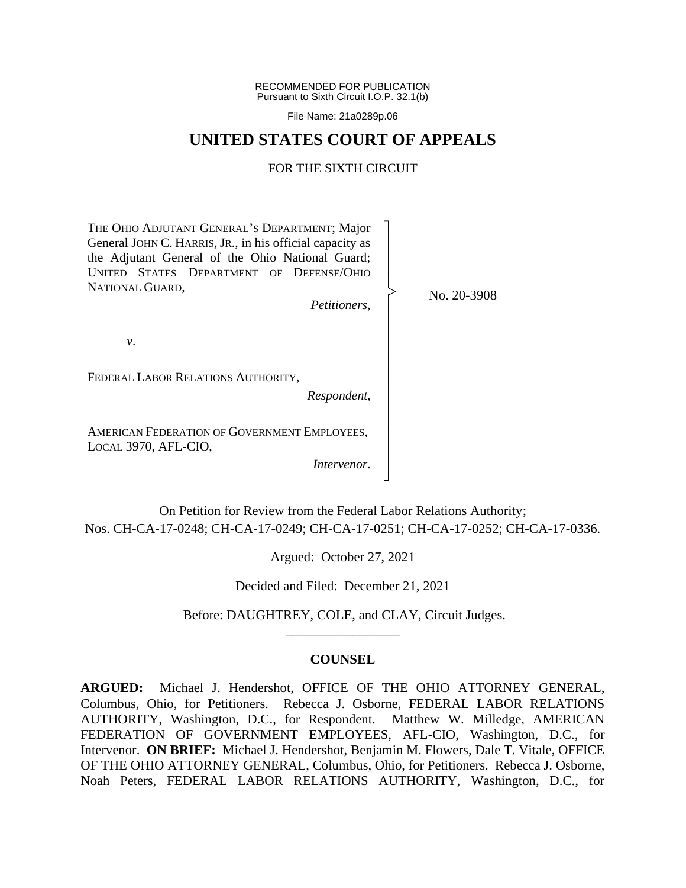RECOMMENDED FOR PUBLICATION
Pursuant to Sixth Circuit I.O.P. 32.1(b)

File Name: 21a0289p.06

# UNITED STATES COURT OF APPEALS

## FOR THE SIXTH CIRCUIT

---

THE OHIO ADJUTANT GENERAL'S DEPARTMENT; Major General JOHN C. HARRIS, JR., in his official capacity as the Adjutant General of the Ohio National Guard; UNITED STATES DEPARTMENT OF DEFENSE/OHIO NATIONAL GUARD,

*Petitioners*,

*v*.

FEDERAL LABOR RELATIONS AUTHORITY,

*Respondent*,

AMERICAN FEDERATION OF GOVERNMENT EMPLOYEES, LOCAL 3970, AFL-CIO,

*Intervenor*.

No. 20-3908

On Petition for Review from the Federal Labor Relations Authority;
Nos. CH-CA-17-0248; CH-CA-17-0249; CH-CA-17-0251; CH-CA-17-0252; CH-CA-17-0336.

Argued: October 27, 2021

Decided and Filed: December 21, 2021

Before: DAUGHTREY, COLE, and CLAY, Circuit Judges.

---

### COUNSEL

**ARGUED:** Michael J. Hendershot, OFFICE OF THE OHIO ATTORNEY GENERAL, Columbus, Ohio, for Petitioners. Rebecca J. Osborne, FEDERAL LABOR RELATIONS AUTHORITY, Washington, D.C., for Respondent. Matthew W. Milledge, AMERICAN FEDERATION OF GOVERNMENT EMPLOYEES, AFL-CIO, Washington, D.C., for Intervenor. **ON BRIEF:** Michael J. Hendershot, Benjamin M. Flowers, Dale T. Vitale, OFFICE OF THE OHIO ATTORNEY GENERAL, Columbus, Ohio, for Petitioners. Rebecca J. Osborne, Noah Peters, FEDERAL LABOR RELATIONS AUTHORITY, Washington, D.C., for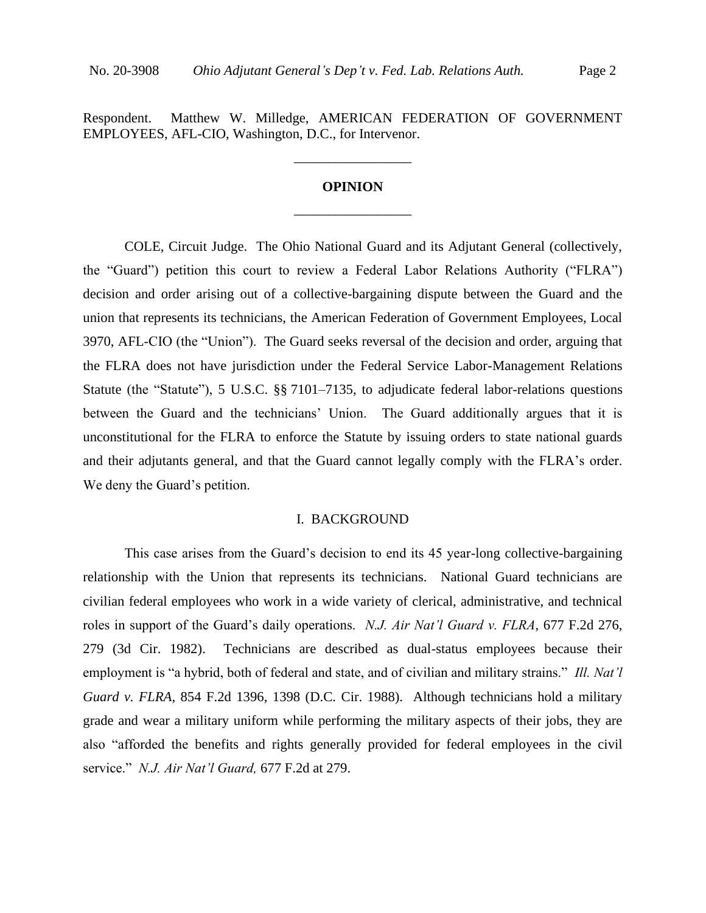Respondent. Matthew W. Milledge, AMERICAN FEDERATION OF GOVERNMENT EMPLOYEES, AFL-CIO, Washington, D.C., for Intervenor.

---

## OPINION

---

COLE, Circuit Judge. The Ohio National Guard and its Adjutant General (collectively, the "Guard") petition this court to review a Federal Labor Relations Authority ("FLRA") decision and order arising out of a collective-bargaining dispute between the Guard and the union that represents its technicians, the American Federation of Government Employees, Local 3970, AFL-CIO (the "Union"). The Guard seeks reversal of the decision and order, arguing that the FLRA does not have jurisdiction under the Federal Service Labor-Management Relations Statute (the "Statute"), 5 U.S.C. §§ 7101–7135, to adjudicate federal labor-relations questions between the Guard and the technicians' Union. The Guard additionally argues that it is unconstitutional for the FLRA to enforce the Statute by issuing orders to state national guards and their adjutants general, and that the Guard cannot legally comply with the FLRA's order. We deny the Guard's petition.

### I. BACKGROUND

This case arises from the Guard's decision to end its 45 year-long collective-bargaining relationship with the Union that represents its technicians. National Guard technicians are civilian federal employees who work in a wide variety of clerical, administrative, and technical roles in support of the Guard's daily operations. *N.J. Air Nat'l Guard v. FLRA*, 677 F.2d 276, 279 (3d Cir. 1982). Technicians are described as dual-status employees because their employment is "a hybrid, both of federal and state, and of civilian and military strains." *Ill. Nat'l Guard v. FLRA*, 854 F.2d 1396, 1398 (D.C. Cir. 1988). Although technicians hold a military grade and wear a military uniform while performing the military aspects of their jobs, they are also "afforded the benefits and rights generally provided for federal employees in the civil service." *N.J. Air Nat'l Guard,* 677 F.2d at 279.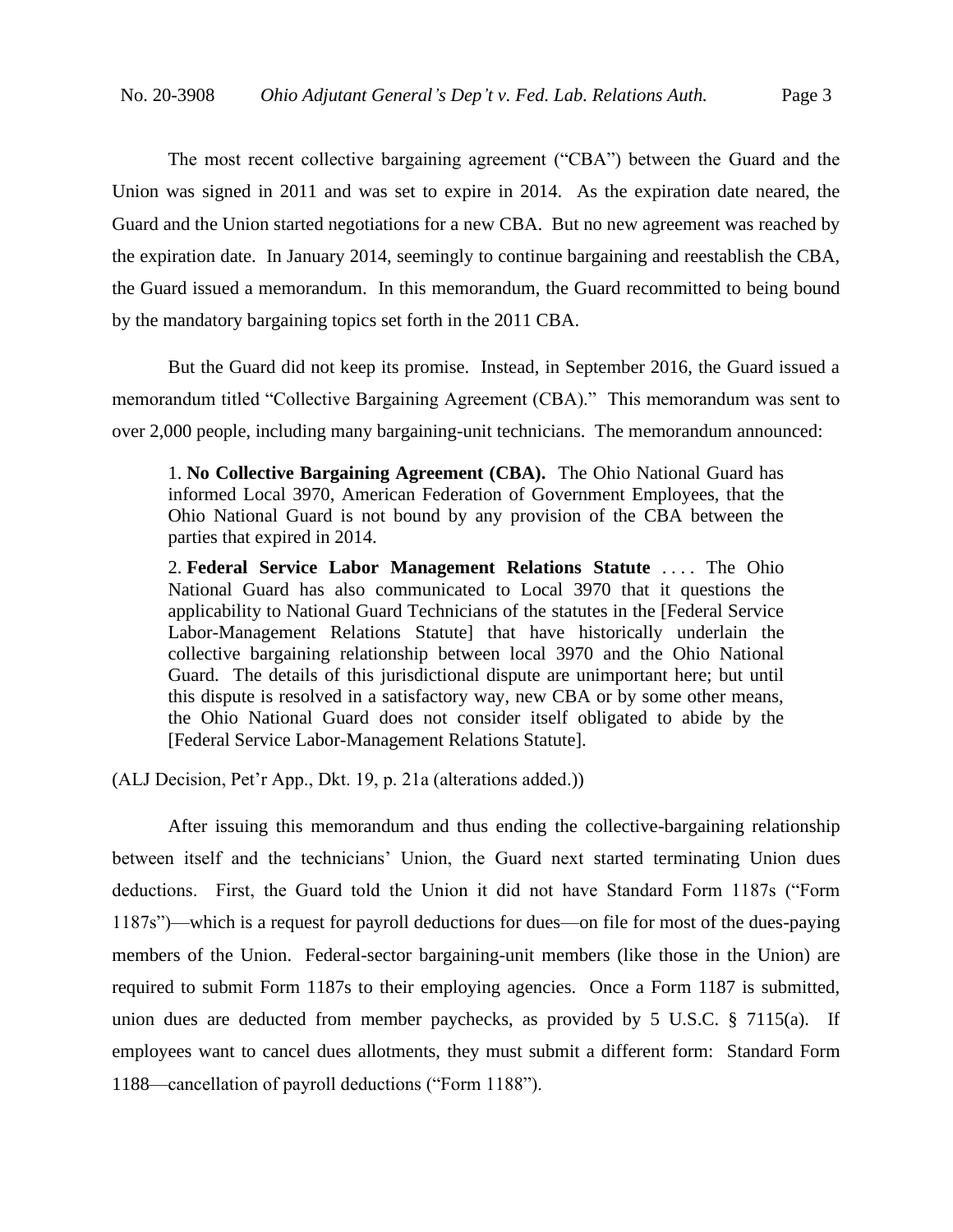The most recent collective bargaining agreement ("CBA") between the Guard and the Union was signed in 2011 and was set to expire in 2014. As the expiration date neared, the Guard and the Union started negotiations for a new CBA. But no new agreement was reached by the expiration date. In January 2014, seemingly to continue bargaining and reestablish the CBA, the Guard issued a memorandum. In this memorandum, the Guard recommitted to being bound by the mandatory bargaining topics set forth in the 2011 CBA.

But the Guard did not keep its promise. Instead, in September 2016, the Guard issued a memorandum titled "Collective Bargaining Agreement (CBA)." This memorandum was sent to over 2,000 people, including many bargaining-unit technicians. The memorandum announced:

> 1. **No Collective Bargaining Agreement (CBA).** The Ohio National Guard has informed Local 3970, American Federation of Government Employees, that the Ohio National Guard is not bound by any provision of the CBA between the parties that expired in 2014.
>
> 2. **Federal Service Labor Management Relations Statute** . . . . The Ohio National Guard has also communicated to Local 3970 that it questions the applicability to National Guard Technicians of the statutes in the [Federal Service Labor-Management Relations Statute] that have historically underlain the collective bargaining relationship between local 3970 and the Ohio National Guard. The details of this jurisdictional dispute are unimportant here; but until this dispute is resolved in a satisfactory way, new CBA or by some other means, the Ohio National Guard does not consider itself obligated to abide by the [Federal Service Labor-Management Relations Statute].

(ALJ Decision, Pet'r App., Dkt. 19, p. 21a (alterations added.))

After issuing this memorandum and thus ending the collective-bargaining relationship between itself and the technicians' Union, the Guard next started terminating Union dues deductions. First, the Guard told the Union it did not have Standard Form 1187s ("Form 1187s")—which is a request for payroll deductions for dues—on file for most of the dues-paying members of the Union. Federal-sector bargaining-unit members (like those in the Union) are required to submit Form 1187s to their employing agencies. Once a Form 1187 is submitted, union dues are deducted from member paychecks, as provided by 5 U.S.C. § 7115(a). If employees want to cancel dues allotments, they must submit a different form: Standard Form 1188—cancellation of payroll deductions ("Form 1188").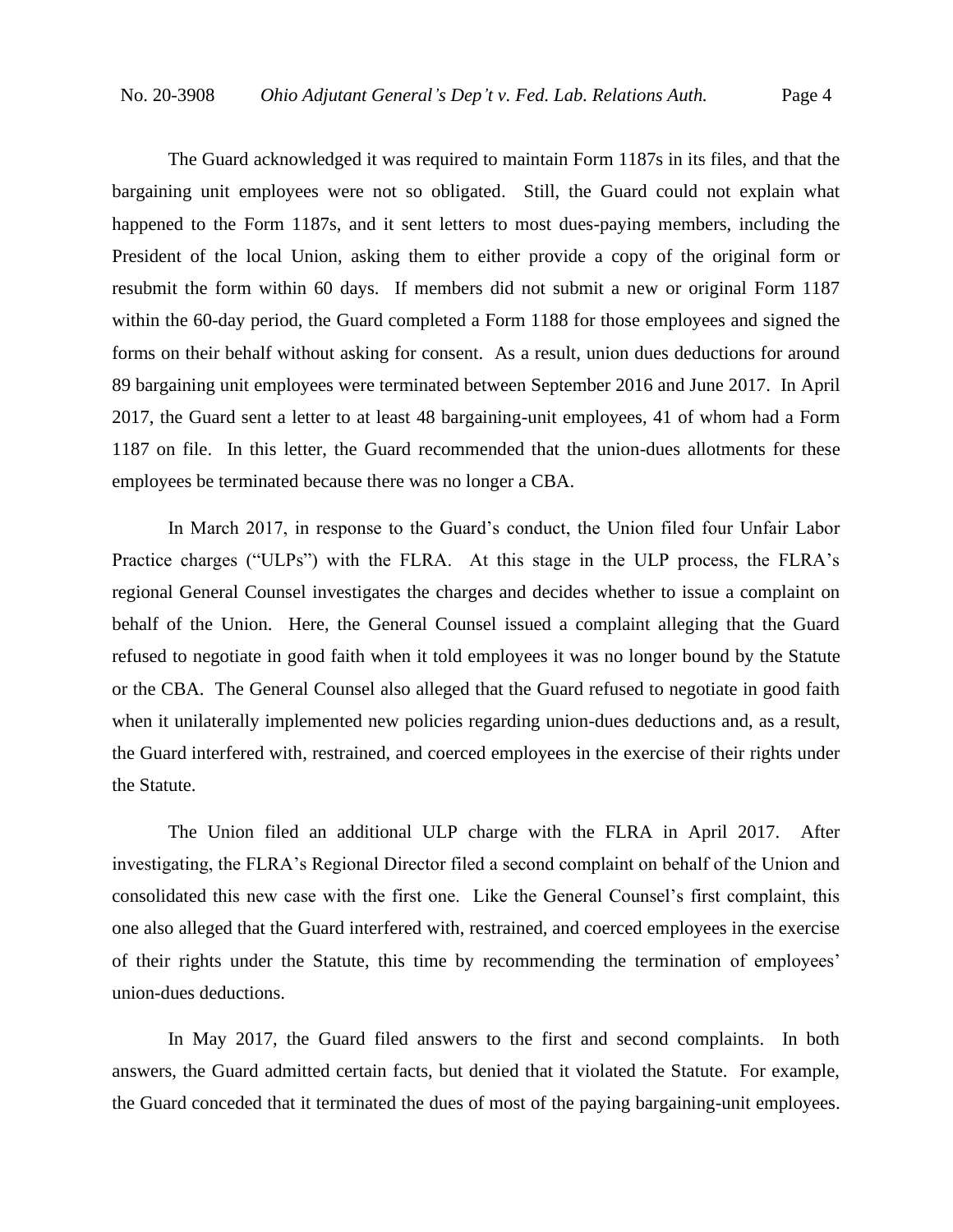The Guard acknowledged it was required to maintain Form 1187s in its files, and that the bargaining unit employees were not so obligated. Still, the Guard could not explain what happened to the Form 1187s, and it sent letters to most dues-paying members, including the President of the local Union, asking them to either provide a copy of the original form or resubmit the form within 60 days. If members did not submit a new or original Form 1187 within the 60-day period, the Guard completed a Form 1188 for those employees and signed the forms on their behalf without asking for consent. As a result, union dues deductions for around 89 bargaining unit employees were terminated between September 2016 and June 2017. In April 2017, the Guard sent a letter to at least 48 bargaining-unit employees, 41 of whom had a Form 1187 on file. In this letter, the Guard recommended that the union-dues allotments for these employees be terminated because there was no longer a CBA.

In March 2017, in response to the Guard's conduct, the Union filed four Unfair Labor Practice charges ("ULPs") with the FLRA. At this stage in the ULP process, the FLRA's regional General Counsel investigates the charges and decides whether to issue a complaint on behalf of the Union. Here, the General Counsel issued a complaint alleging that the Guard refused to negotiate in good faith when it told employees it was no longer bound by the Statute or the CBA. The General Counsel also alleged that the Guard refused to negotiate in good faith when it unilaterally implemented new policies regarding union-dues deductions and, as a result, the Guard interfered with, restrained, and coerced employees in the exercise of their rights under the Statute.

The Union filed an additional ULP charge with the FLRA in April 2017. After investigating, the FLRA's Regional Director filed a second complaint on behalf of the Union and consolidated this new case with the first one. Like the General Counsel's first complaint, this one also alleged that the Guard interfered with, restrained, and coerced employees in the exercise of their rights under the Statute, this time by recommending the termination of employees' union-dues deductions.

In May 2017, the Guard filed answers to the first and second complaints. In both answers, the Guard admitted certain facts, but denied that it violated the Statute. For example, the Guard conceded that it terminated the dues of most of the paying bargaining-unit employees.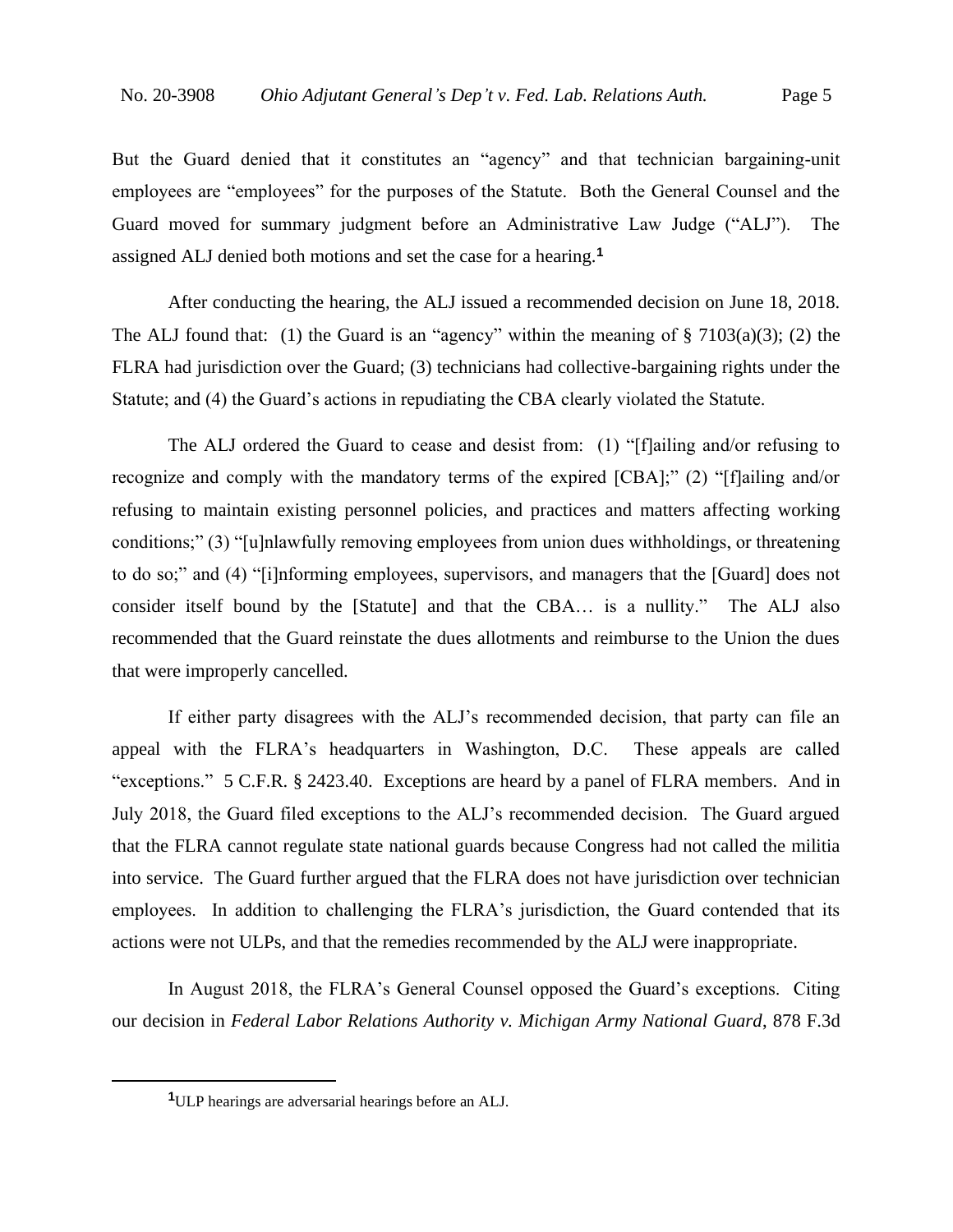But the Guard denied that it constitutes an "agency" and that technician bargaining-unit employees are "employees" for the purposes of the Statute. Both the General Counsel and the Guard moved for summary judgment before an Administrative Law Judge ("ALJ"). The assigned ALJ denied both motions and set the case for a hearing.[1]

After conducting the hearing, the ALJ issued a recommended decision on June 18, 2018. The ALJ found that: (1) the Guard is an "agency" within the meaning of § 7103(a)(3); (2) the FLRA had jurisdiction over the Guard; (3) technicians had collective-bargaining rights under the Statute; and (4) the Guard's actions in repudiating the CBA clearly violated the Statute.

The ALJ ordered the Guard to cease and desist from: (1) "[f]ailing and/or refusing to recognize and comply with the mandatory terms of the expired [CBA];" (2) "[f]ailing and/or refusing to maintain existing personnel policies, and practices and matters affecting working conditions;" (3) "[u]nlawfully removing employees from union dues withholdings, or threatening to do so;" and (4) "[i]nforming employees, supervisors, and managers that the [Guard] does not consider itself bound by the [Statute] and that the CBA… is a nullity." The ALJ also recommended that the Guard reinstate the dues allotments and reimburse to the Union the dues that were improperly cancelled.

If either party disagrees with the ALJ's recommended decision, that party can file an appeal with the FLRA's headquarters in Washington, D.C. These appeals are called "exceptions." 5 C.F.R. § 2423.40. Exceptions are heard by a panel of FLRA members. And in July 2018, the Guard filed exceptions to the ALJ's recommended decision. The Guard argued that the FLRA cannot regulate state national guards because Congress had not called the militia into service. The Guard further argued that the FLRA does not have jurisdiction over technician employees. In addition to challenging the FLRA's jurisdiction, the Guard contended that its actions were not ULPs, and that the remedies recommended by the ALJ were inappropriate.

In August 2018, the FLRA's General Counsel opposed the Guard's exceptions. Citing our decision in *Federal Labor Relations Authority v. Michigan Army National Guard*, 878 F.3d

[1] ULP hearings are adversarial hearings before an ALJ.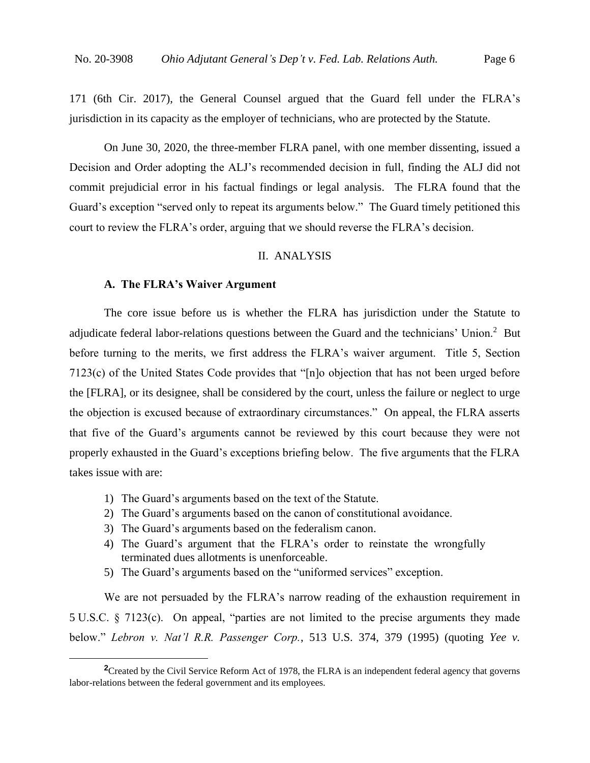171 (6th Cir. 2017), the General Counsel argued that the Guard fell under the FLRA's jurisdiction in its capacity as the employer of technicians, who are protected by the Statute.

On June 30, 2020, the three-member FLRA panel, with one member dissenting, issued a Decision and Order adopting the ALJ's recommended decision in full, finding the ALJ did not commit prejudicial error in his factual findings or legal analysis. The FLRA found that the Guard's exception "served only to repeat its arguments below." The Guard timely petitioned this court to review the FLRA's order, arguing that we should reverse the FLRA's decision.

## II. ANALYSIS

### A. The FLRA's Waiver Argument

The core issue before us is whether the FLRA has jurisdiction under the Statute to adjudicate federal labor-relations questions between the Guard and the technicians' Union.[2] But before turning to the merits, we first address the FLRA's waiver argument. Title 5, Section 7123(c) of the United States Code provides that "[n]o objection that has not been urged before the [FLRA], or its designee, shall be considered by the court, unless the failure or neglect to urge the objection is excused because of extraordinary circumstances." On appeal, the FLRA asserts that five of the Guard's arguments cannot be reviewed by this court because they were not properly exhausted in the Guard's exceptions briefing below. The five arguments that the FLRA takes issue with are:

1) The Guard's arguments based on the text of the Statute.
2) The Guard's arguments based on the canon of constitutional avoidance.
3) The Guard's arguments based on the federalism canon.
4) The Guard's argument that the FLRA's order to reinstate the wrongfully terminated dues allotments is unenforceable.
5) The Guard's arguments based on the "uniformed services" exception.

We are not persuaded by the FLRA's narrow reading of the exhaustion requirement in 5 U.S.C. § 7123(c). On appeal, "parties are not limited to the precise arguments they made below." *Lebron v. Nat'l R.R. Passenger Corp.*, 513 U.S. 374, 379 (1995) (quoting *Yee v.*

[2] Created by the Civil Service Reform Act of 1978, the FLRA is an independent federal agency that governs labor-relations between the federal government and its employees.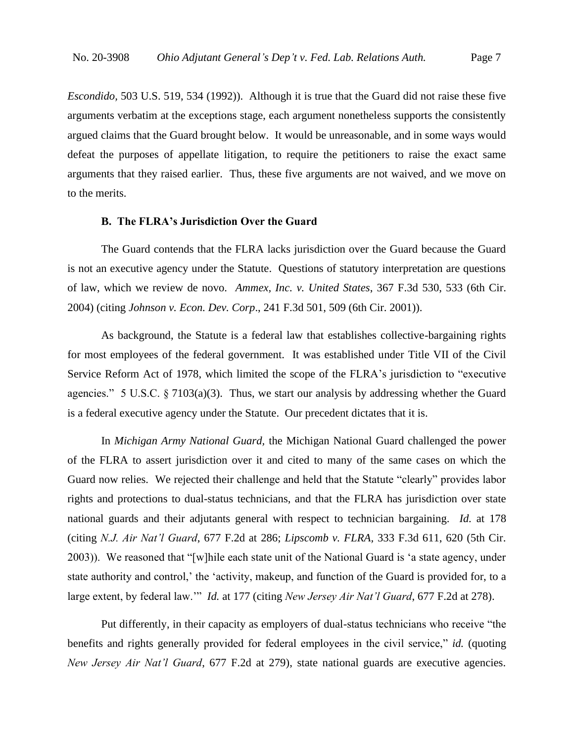*Escondido*, 503 U.S. 519, 534 (1992)). Although it is true that the Guard did not raise these five arguments verbatim at the exceptions stage, each argument nonetheless supports the consistently argued claims that the Guard brought below. It would be unreasonable, and in some ways would defeat the purposes of appellate litigation, to require the petitioners to raise the exact same arguments that they raised earlier. Thus, these five arguments are not waived, and we move on to the merits.

### B. The FLRA's Jurisdiction Over the Guard

The Guard contends that the FLRA lacks jurisdiction over the Guard because the Guard is not an executive agency under the Statute. Questions of statutory interpretation are questions of law, which we review de novo. *Ammex, Inc. v. United States*, 367 F.3d 530, 533 (6th Cir. 2004) (citing *Johnson v. Econ. Dev. Corp*., 241 F.3d 501, 509 (6th Cir. 2001)).

As background, the Statute is a federal law that establishes collective-bargaining rights for most employees of the federal government. It was established under Title VII of the Civil Service Reform Act of 1978, which limited the scope of the FLRA's jurisdiction to "executive agencies." 5 U.S.C. § 7103(a)(3). Thus, we start our analysis by addressing whether the Guard is a federal executive agency under the Statute. Our precedent dictates that it is.

In *Michigan Army National Guard*, the Michigan National Guard challenged the power of the FLRA to assert jurisdiction over it and cited to many of the same cases on which the Guard now relies. We rejected their challenge and held that the Statute "clearly" provides labor rights and protections to dual-status technicians, and that the FLRA has jurisdiction over state national guards and their adjutants general with respect to technician bargaining. *Id.* at 178 (citing *N.J. Air Nat'l Guard*, 677 F.2d at 286; *Lipscomb v. FLRA*, 333 F.3d 611, 620 (5th Cir. 2003)). We reasoned that "[w]hile each state unit of the National Guard is 'a state agency, under state authority and control,' the 'activity, makeup, and function of the Guard is provided for, to a large extent, by federal law.'" *Id.* at 177 (citing *New Jersey Air Nat'l Guard*, 677 F.2d at 278).

Put differently, in their capacity as employers of dual-status technicians who receive "the benefits and rights generally provided for federal employees in the civil service," *id.* (quoting *New Jersey Air Nat'l Guard*, 677 F.2d at 279), state national guards are executive agencies.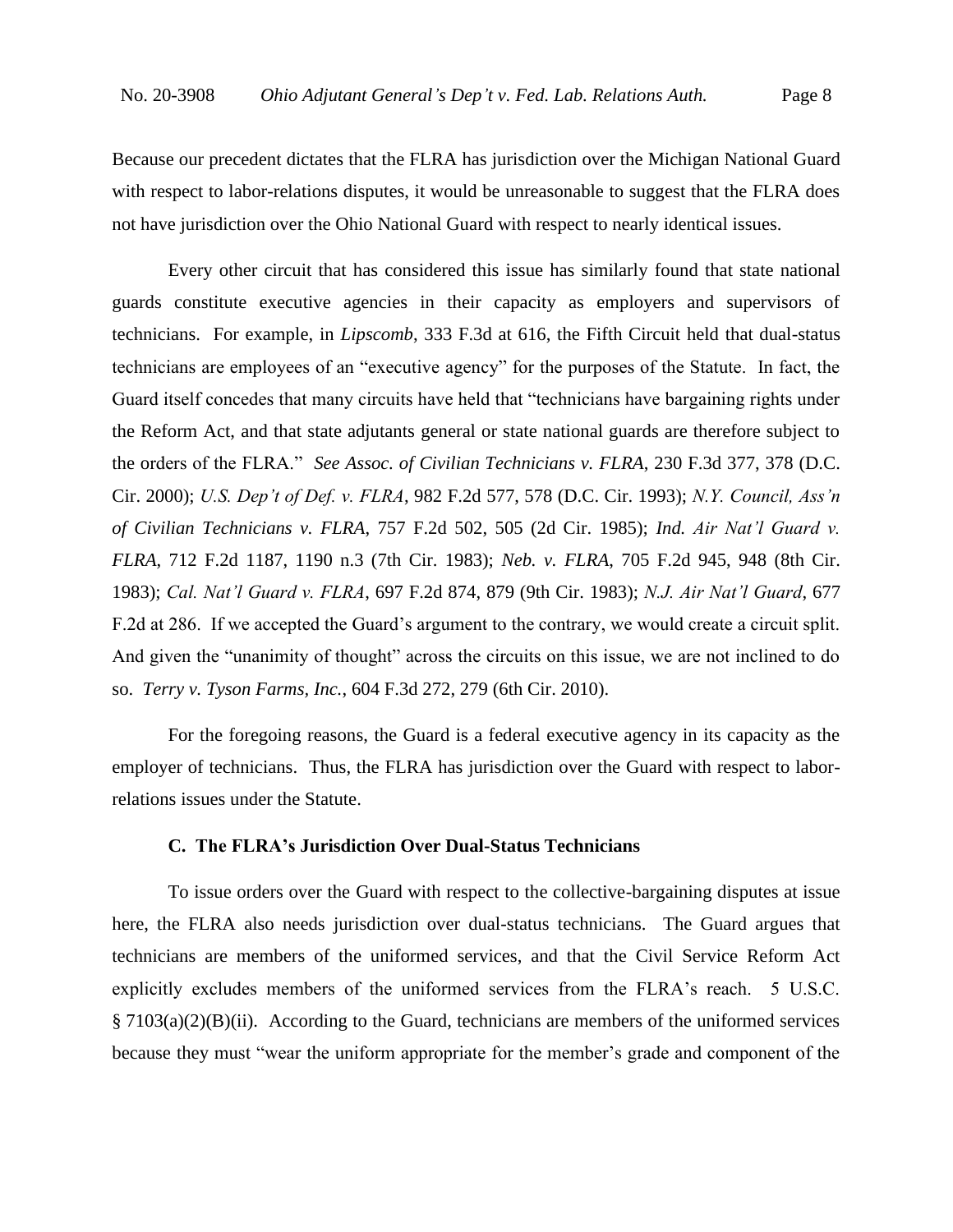Because our precedent dictates that the FLRA has jurisdiction over the Michigan National Guard with respect to labor-relations disputes, it would be unreasonable to suggest that the FLRA does not have jurisdiction over the Ohio National Guard with respect to nearly identical issues.

Every other circuit that has considered this issue has similarly found that state national guards constitute executive agencies in their capacity as employers and supervisors of technicians. For example, in *Lipscomb*, 333 F.3d at 616, the Fifth Circuit held that dual-status technicians are employees of an "executive agency" for the purposes of the Statute. In fact, the Guard itself concedes that many circuits have held that "technicians have bargaining rights under the Reform Act, and that state adjutants general or state national guards are therefore subject to the orders of the FLRA." *See Assoc. of Civilian Technicians v. FLRA*, 230 F.3d 377, 378 (D.C. Cir. 2000); *U.S. Dep't of Def. v. FLRA*, 982 F.2d 577, 578 (D.C. Cir. 1993); *N.Y. Council, Ass'n of Civilian Technicians v. FLRA*, 757 F.2d 502, 505 (2d Cir. 1985); *Ind. Air Nat'l Guard v. FLRA*, 712 F.2d 1187, 1190 n.3 (7th Cir. 1983); *Neb. v. FLRA*, 705 F.2d 945, 948 (8th Cir. 1983); *Cal. Nat'l Guard v. FLRA*, 697 F.2d 874, 879 (9th Cir. 1983); *N.J. Air Nat'l Guard*, 677 F.2d at 286. If we accepted the Guard's argument to the contrary, we would create a circuit split. And given the "unanimity of thought" across the circuits on this issue, we are not inclined to do so. *Terry v. Tyson Farms, Inc.*, 604 F.3d 272, 279 (6th Cir. 2010).

For the foregoing reasons, the Guard is a federal executive agency in its capacity as the employer of technicians. Thus, the FLRA has jurisdiction over the Guard with respect to labor-relations issues under the Statute.

### C. The FLRA's Jurisdiction Over Dual-Status Technicians

To issue orders over the Guard with respect to the collective-bargaining disputes at issue here, the FLRA also needs jurisdiction over dual-status technicians. The Guard argues that technicians are members of the uniformed services, and that the Civil Service Reform Act explicitly excludes members of the uniformed services from the FLRA's reach. 5 U.S.C. § 7103(a)(2)(B)(ii). According to the Guard, technicians are members of the uniformed services because they must "wear the uniform appropriate for the member's grade and component of the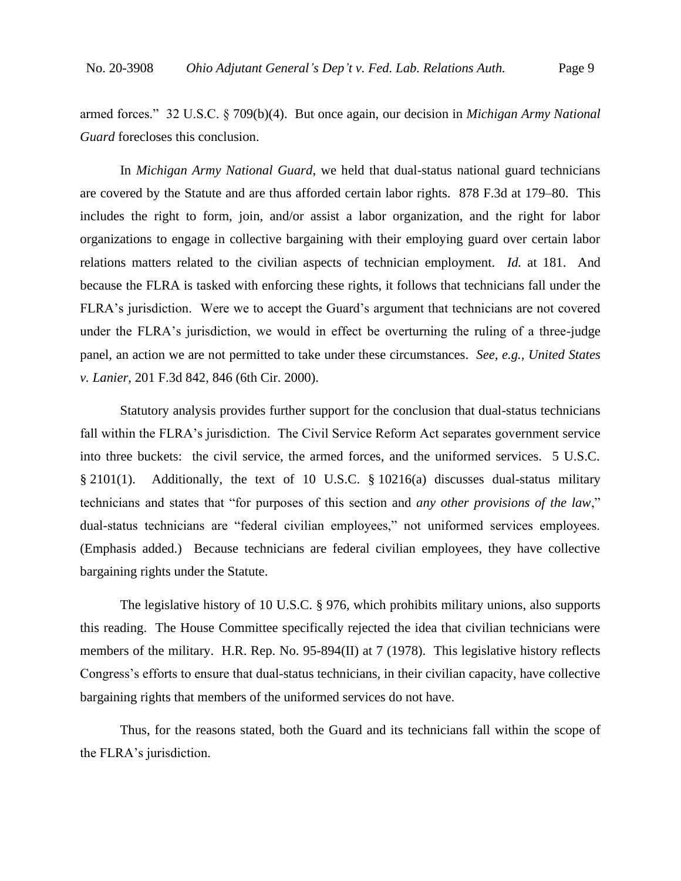armed forces." 32 U.S.C. § 709(b)(4). But once again, our decision in *Michigan Army National Guard* forecloses this conclusion.

In *Michigan Army National Guard*, we held that dual-status national guard technicians are covered by the Statute and are thus afforded certain labor rights. 878 F.3d at 179–80. This includes the right to form, join, and/or assist a labor organization, and the right for labor organizations to engage in collective bargaining with their employing guard over certain labor relations matters related to the civilian aspects of technician employment. *Id.* at 181. And because the FLRA is tasked with enforcing these rights, it follows that technicians fall under the FLRA's jurisdiction. Were we to accept the Guard's argument that technicians are not covered under the FLRA's jurisdiction, we would in effect be overturning the ruling of a three-judge panel, an action we are not permitted to take under these circumstances. *See, e.g.*, *United States v. Lanier*, 201 F.3d 842, 846 (6th Cir. 2000).

Statutory analysis provides further support for the conclusion that dual-status technicians fall within the FLRA's jurisdiction. The Civil Service Reform Act separates government service into three buckets: the civil service, the armed forces, and the uniformed services. 5 U.S.C. § 2101(1). Additionally, the text of 10 U.S.C. § 10216(a) discusses dual-status military technicians and states that "for purposes of this section and *any other provisions of the law*," dual-status technicians are "federal civilian employees," not uniformed services employees. (Emphasis added.) Because technicians are federal civilian employees, they have collective bargaining rights under the Statute.

The legislative history of 10 U.S.C. § 976, which prohibits military unions, also supports this reading. The House Committee specifically rejected the idea that civilian technicians were members of the military. H.R. Rep. No. 95-894(II) at 7 (1978). This legislative history reflects Congress's efforts to ensure that dual-status technicians, in their civilian capacity, have collective bargaining rights that members of the uniformed services do not have.

Thus, for the reasons stated, both the Guard and its technicians fall within the scope of the FLRA's jurisdiction.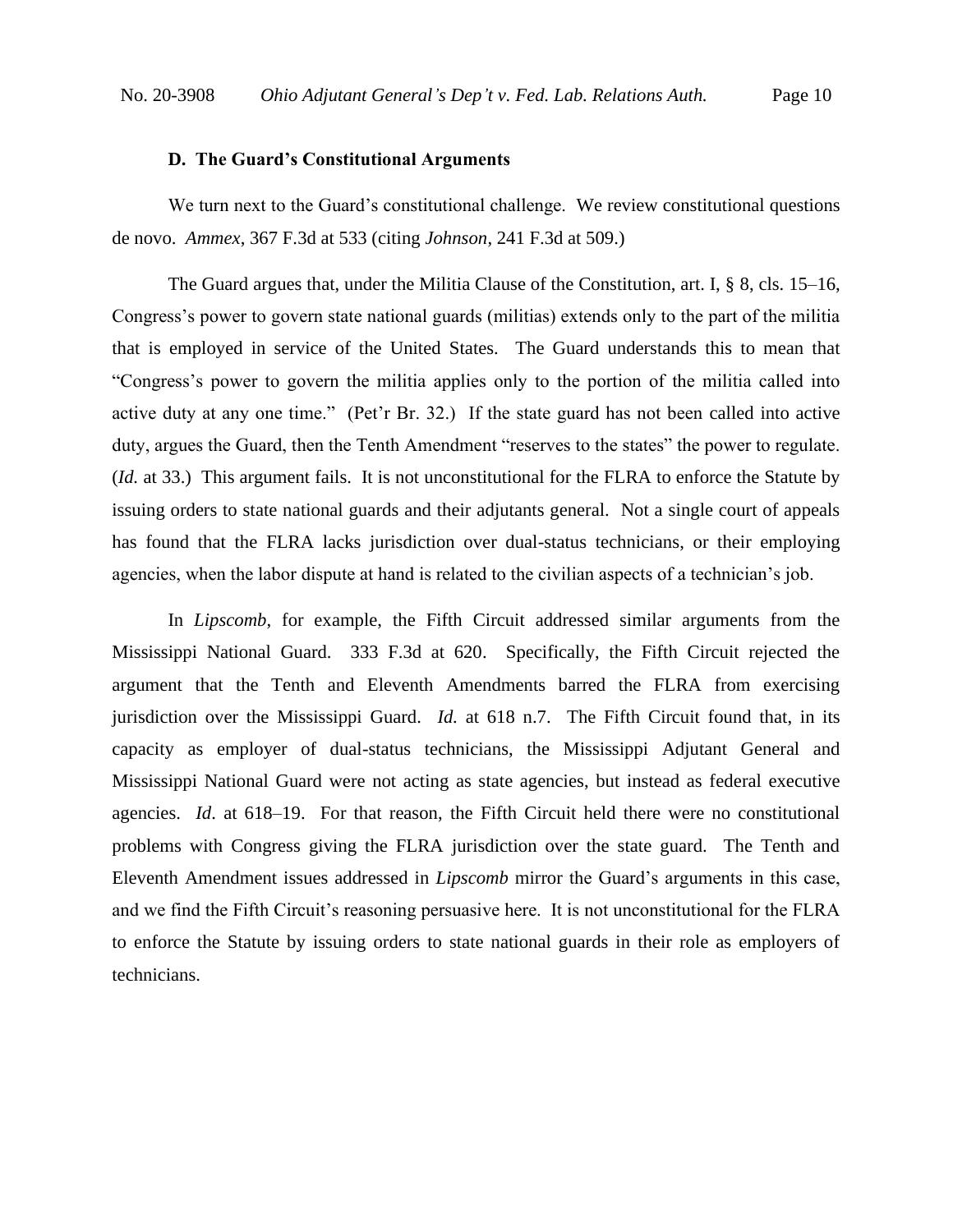### D. The Guard's Constitutional Arguments

We turn next to the Guard's constitutional challenge. We review constitutional questions de novo. *Ammex*, 367 F.3d at 533 (citing *Johnson*, 241 F.3d at 509.)

The Guard argues that, under the Militia Clause of the Constitution, art. I, § 8, cls. 15–16, Congress's power to govern state national guards (militias) extends only to the part of the militia that is employed in service of the United States. The Guard understands this to mean that "Congress's power to govern the militia applies only to the portion of the militia called into active duty at any one time." (Pet'r Br. 32.) If the state guard has not been called into active duty, argues the Guard, then the Tenth Amendment "reserves to the states" the power to regulate. (*Id.* at 33.) This argument fails. It is not unconstitutional for the FLRA to enforce the Statute by issuing orders to state national guards and their adjutants general. Not a single court of appeals has found that the FLRA lacks jurisdiction over dual-status technicians, or their employing agencies, when the labor dispute at hand is related to the civilian aspects of a technician's job.

In *Lipscomb*, for example, the Fifth Circuit addressed similar arguments from the Mississippi National Guard. 333 F.3d at 620. Specifically, the Fifth Circuit rejected the argument that the Tenth and Eleventh Amendments barred the FLRA from exercising jurisdiction over the Mississippi Guard. *Id.* at 618 n.7. The Fifth Circuit found that, in its capacity as employer of dual-status technicians, the Mississippi Adjutant General and Mississippi National Guard were not acting as state agencies, but instead as federal executive agencies. *Id*. at 618–19. For that reason, the Fifth Circuit held there were no constitutional problems with Congress giving the FLRA jurisdiction over the state guard. The Tenth and Eleventh Amendment issues addressed in *Lipscomb* mirror the Guard's arguments in this case, and we find the Fifth Circuit's reasoning persuasive here. It is not unconstitutional for the FLRA to enforce the Statute by issuing orders to state national guards in their role as employers of technicians.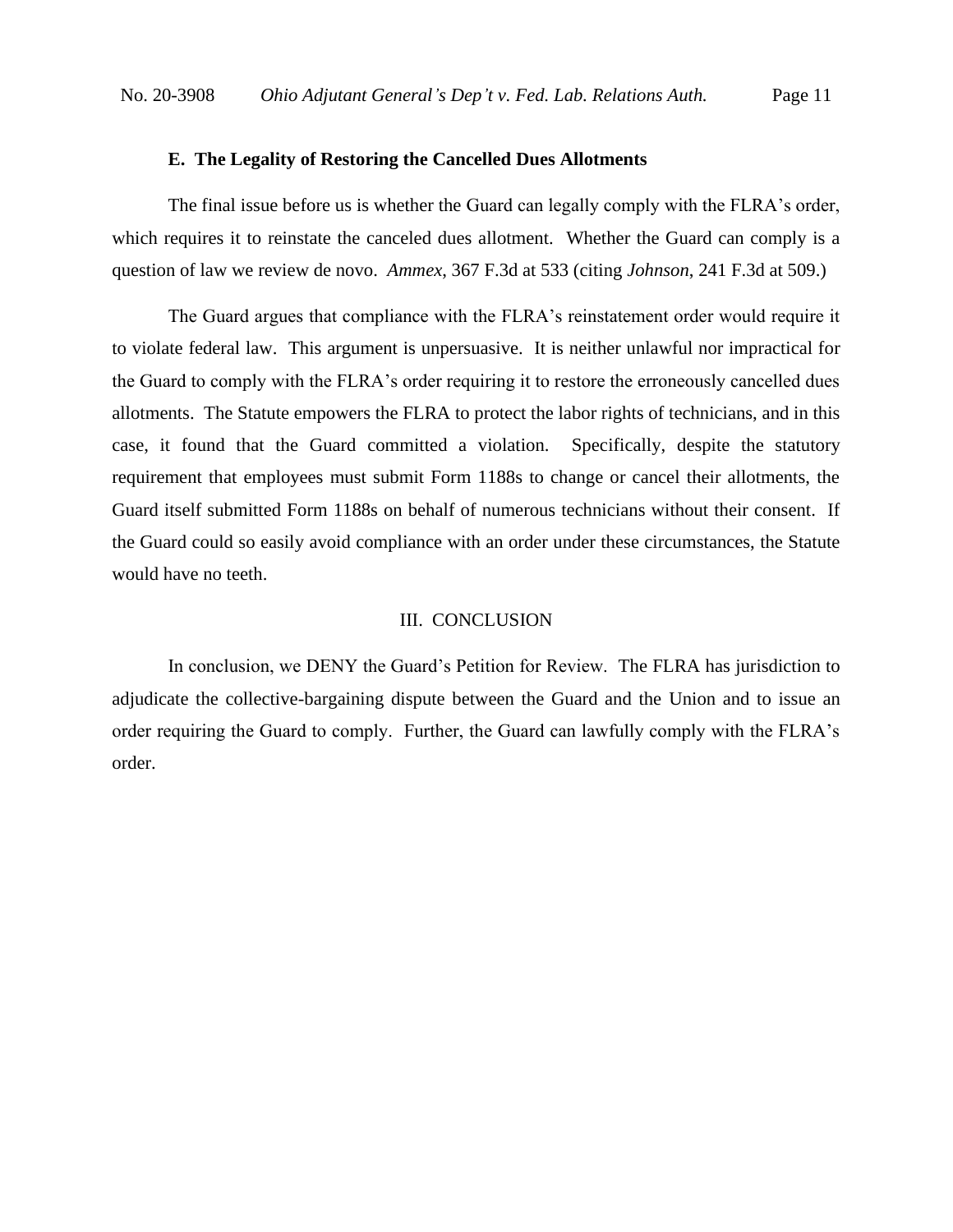### E. The Legality of Restoring the Cancelled Dues Allotments

The final issue before us is whether the Guard can legally comply with the FLRA's order, which requires it to reinstate the canceled dues allotment. Whether the Guard can comply is a question of law we review de novo. *Ammex*, 367 F.3d at 533 (citing *Johnson*, 241 F.3d at 509.)

The Guard argues that compliance with the FLRA's reinstatement order would require it to violate federal law. This argument is unpersuasive. It is neither unlawful nor impractical for the Guard to comply with the FLRA's order requiring it to restore the erroneously cancelled dues allotments. The Statute empowers the FLRA to protect the labor rights of technicians, and in this case, it found that the Guard committed a violation. Specifically, despite the statutory requirement that employees must submit Form 1188s to change or cancel their allotments, the Guard itself submitted Form 1188s on behalf of numerous technicians without their consent. If the Guard could so easily avoid compliance with an order under these circumstances, the Statute would have no teeth.

## III. CONCLUSION

In conclusion, we DENY the Guard's Petition for Review. The FLRA has jurisdiction to adjudicate the collective-bargaining dispute between the Guard and the Union and to issue an order requiring the Guard to comply. Further, the Guard can lawfully comply with the FLRA's order.